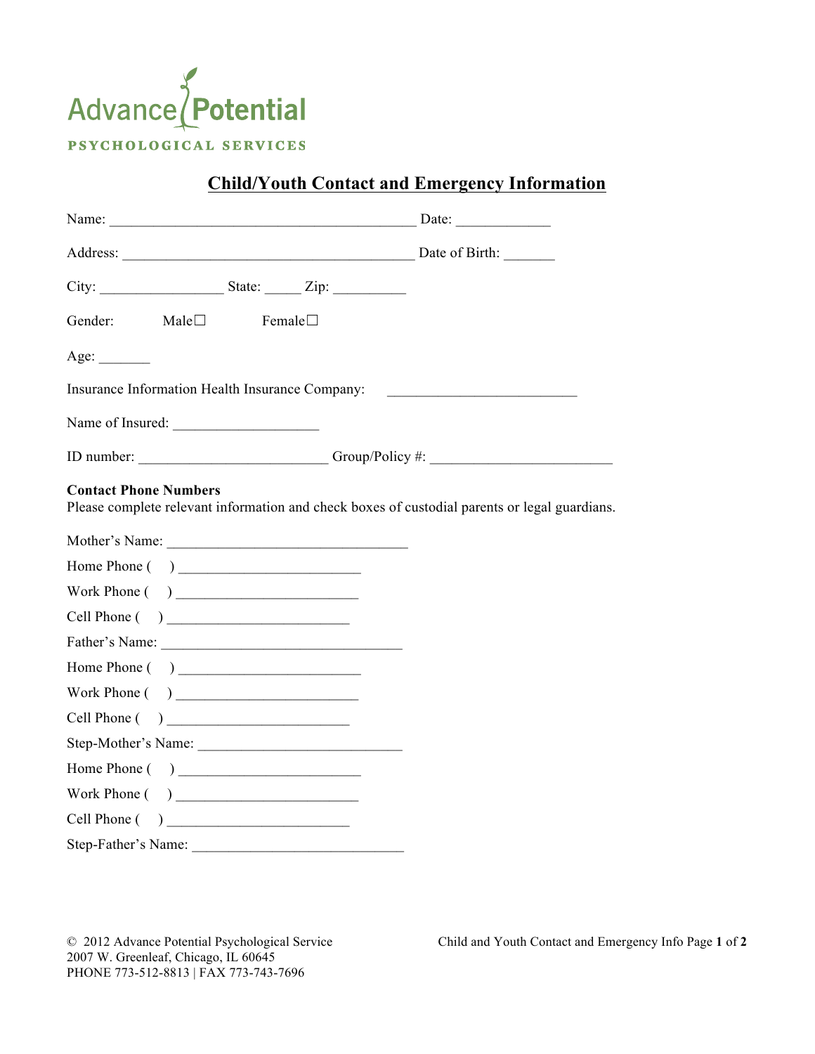Advance Potential

PSYCHOLOGICAL SERVICES

# Child/Youth Contact and Emergency Information

Name: ______________________________________ Date: ____________

Address: ____________________________________ Date of Birth: _______

City: ________________ State: _____ Zip: __________

Gender: Male☐ Female☐

Age: _______

Insurance Information Health Insurance Company: _________________________

Name of Insured: ___________________

ID number: _________________________ Group/Policy #: ________________________

**Contact Phone Numbers**

Please complete relevant information and check boxes of custodial parents or legal guardians.

Mother's Name: _______________________________

Home Phone ( ) ________________________

Work Phone ( ) ________________________

Cell Phone ( ) ________________________

Father's Name: _______________________________

Home Phone ( ) ________________________

Work Phone ( ) ________________________

Cell Phone ( ) ________________________

Step-Mother's Name: ___________________________

Home Phone ( ) ________________________

Work Phone ( ) ________________________

Cell Phone ( ) ________________________

Step-Father's Name: ___________________________

© 2012 Advance Potential Psychological Service
2007 W. Greenleaf, Chicago, IL 60645
PHONE 773-512-8813 | FAX 773-743-7696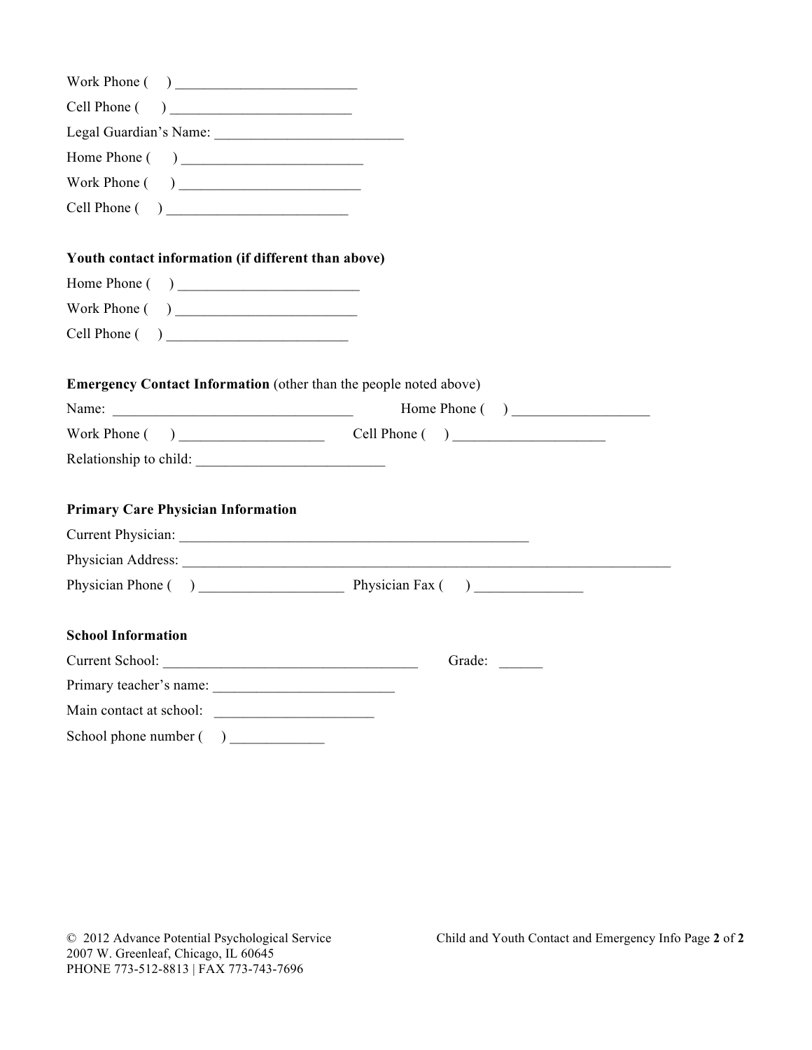Work Phone (     ) _________________________

Cell Phone (     ) _________________________

Legal Guardian's Name: __________________________

Home Phone (     ) _________________________

Work Phone (     ) _________________________

Cell Phone (     ) _________________________

**Youth contact information (if different than above)**

Home Phone (     ) _________________________

Work Phone (     ) _________________________

Cell Phone (     ) _________________________

**Emergency Contact Information** (other than the people noted above)

Name: _________________________________     Home Phone (     ) ___________________

Work Phone (     ) ____________________     Cell Phone (     ) _____________________

Relationship to child: __________________________

**Primary Care Physician Information**

Current Physician: ________________________________________________

Physician Address: ____________________________________________________________________

Physician Phone (     ) ____________________ Physician Fax (     ) ______________

**School Information**

Current School: ___________________________________     Grade: ______

Primary teacher's name: _________________________

Main contact at school: ______________________

School phone number (     ) _____________

© 2012 Advance Potential Psychological Service
2007 W. Greenleaf, Chicago, IL 60645
PHONE 773-512-8813 | FAX 773-743-7696